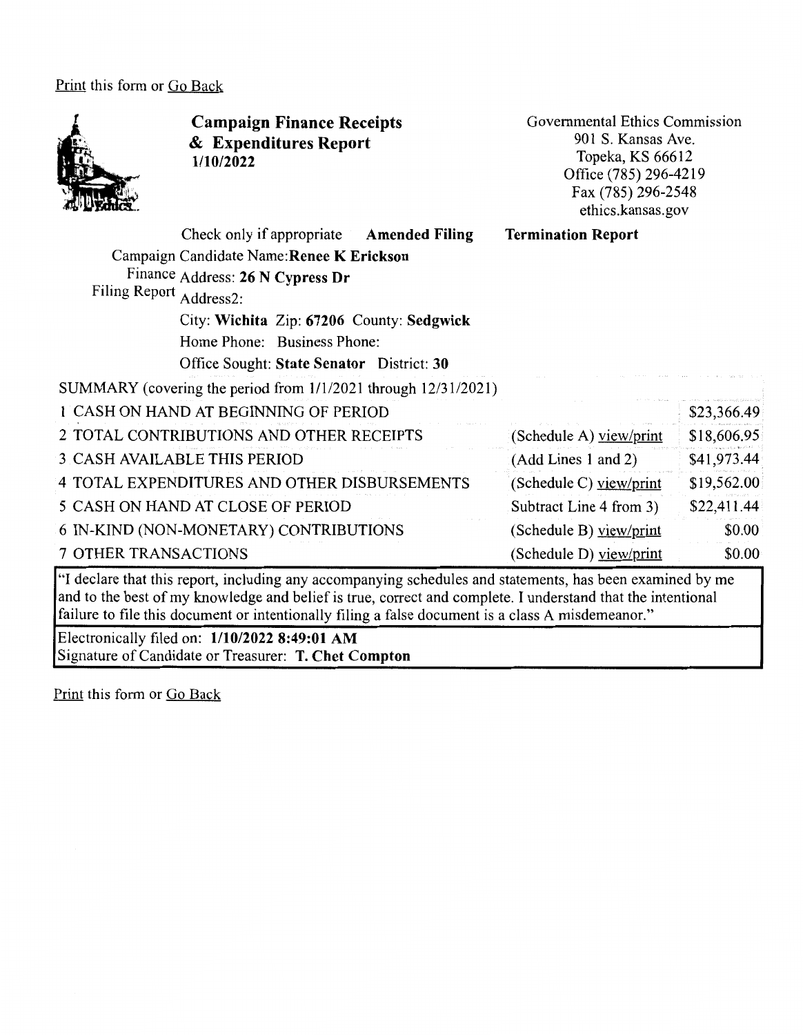Print this form or Go Back

# Campaign Finance Receipts & Expenditures Report

**1/10/2022**

Governmental Ethics Commission
901 S. Kansas Ave.
Topeka, KS 66612
Office (785) 296-4219
Fax (785) 296-2548
ethics.kansas.gov

Check only if appropriate **Amended Filing** **Termination Report**

Campaign Finance Filing Report

Candidate Name: **Renee K Erickson**
Address: **26 N Cypress Dr**
Address2:
City: **Wichita** Zip: **67206** County: **Sedgwick**
Home Phone: Business Phone:
Office Sought: **State Senator** District: **30**

SUMMARY (covering the period from 1/1/2021 through 12/31/2021)

| | | |
|---|---|---|
| 1 CASH ON HAND AT BEGINNING OF PERIOD | | $23,366.49 |
| 2 TOTAL CONTRIBUTIONS AND OTHER RECEIPTS | (Schedule A) view/print | $18,606.95 |
| 3 CASH AVAILABLE THIS PERIOD | (Add Lines 1 and 2) | $41,973.44 |
| 4 TOTAL EXPENDITURES AND OTHER DISBURSEMENTS | (Schedule C) view/print | $19,562.00 |
| 5 CASH ON HAND AT CLOSE OF PERIOD | Subtract Line 4 from 3) | $22,411.44 |
| 6 IN-KIND (NON-MONETARY) CONTRIBUTIONS | (Schedule B) view/print | $0.00 |
| 7 OTHER TRANSACTIONS | (Schedule D) view/print | $0.00 |

"I declare that this report, including any accompanying schedules and statements, has been examined by me and to the best of my knowledge and belief is true, correct and complete. I understand that the intentional failure to file this document or intentionally filing a false document is a class A misdemeanor."

Electronically filed on: **1/10/2022 8:49:01 AM**
Signature of Candidate or Treasurer: **T. Chet Compton**

Print this form or Go Back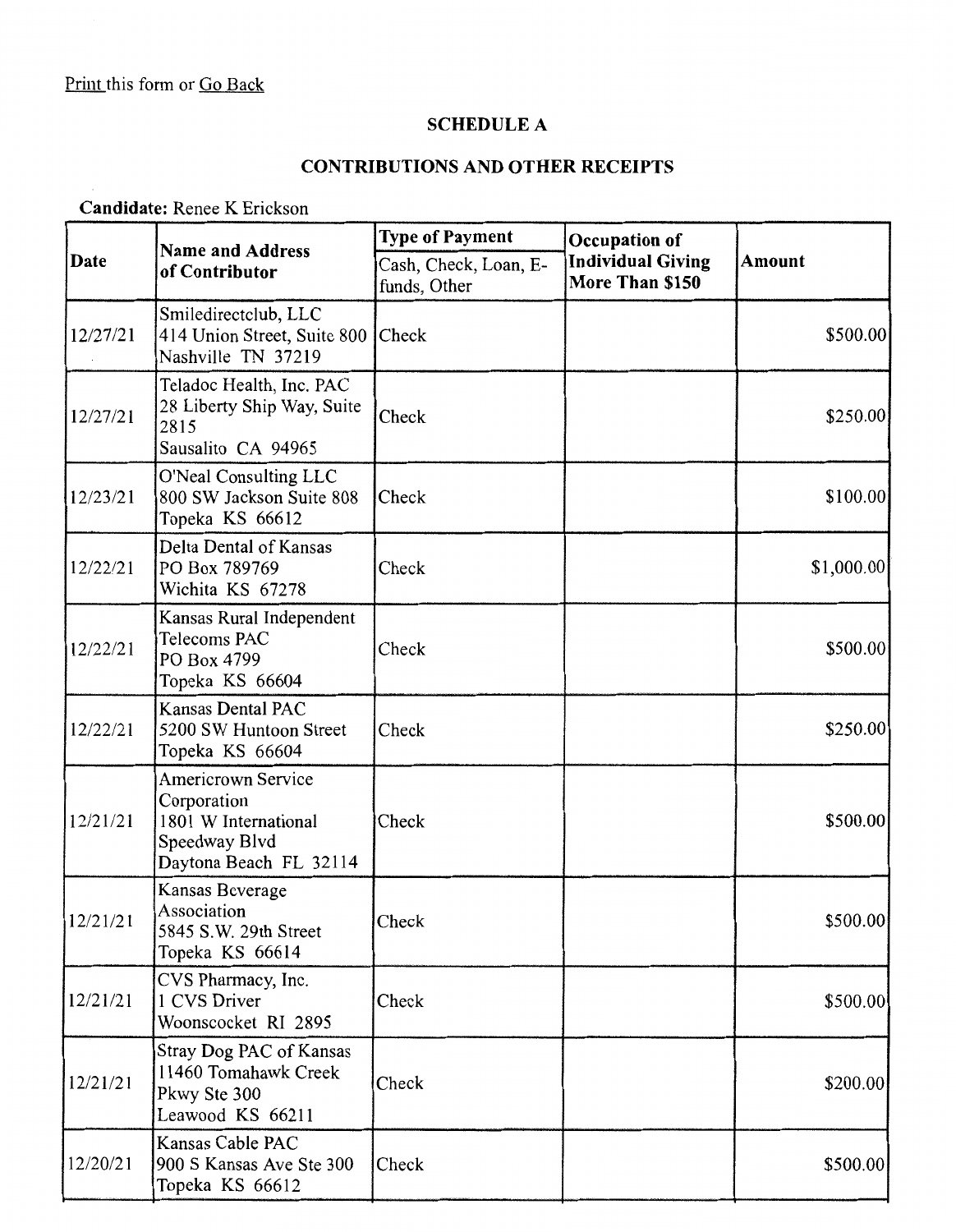Print this form or Go Back

## SCHEDULE A

## CONTRIBUTIONS AND OTHER RECEIPTS

**Candidate:** Renee K Erickson

| Date | Name and Address of Contributor | Type of Payment | Occupation of Individual Giving More Than $150 | Amount |
|---|---|---|---|---|
| | | Cash, Check, Loan, E-funds, Other | | |
| 12/27/21 | Smiledirectclub, LLC 414 Union Street, Suite 800 Nashville TN 37219 | Check | | $500.00 |
| 12/27/21 | Teladoc Health, Inc. PAC 28 Liberty Ship Way, Suite 2815 Sausalito CA 94965 | Check | | $250.00 |
| 12/23/21 | O'Neal Consulting LLC 800 SW Jackson Suite 808 Topeka KS 66612 | Check | | $100.00 |
| 12/22/21 | Delta Dental of Kansas PO Box 789769 Wichita KS 67278 | Check | | $1,000.00 |
| 12/22/21 | Kansas Rural Independent Telecoms PAC PO Box 4799 Topeka KS 66604 | Check | | $500.00 |
| 12/22/21 | Kansas Dental PAC 5200 SW Huntoon Street Topeka KS 66604 | Check | | $250.00 |
| 12/21/21 | Americrown Service Corporation 1801 W International Speedway Blvd Daytona Beach FL 32114 | Check | | $500.00 |
| 12/21/21 | Kansas Beverage Association 5845 S.W. 29th Street Topeka KS 66614 | Check | | $500.00 |
| 12/21/21 | CVS Pharmacy, Inc. 1 CVS Driver Woonscocket RI 2895 | Check | | $500.00 |
| 12/21/21 | Stray Dog PAC of Kansas 11460 Tomahawk Creek Pkwy Ste 300 Leawood KS 66211 | Check | | $200.00 |
| 12/20/21 | Kansas Cable PAC 900 S Kansas Ave Ste 300 Topeka KS 66612 | Check | | $500.00 |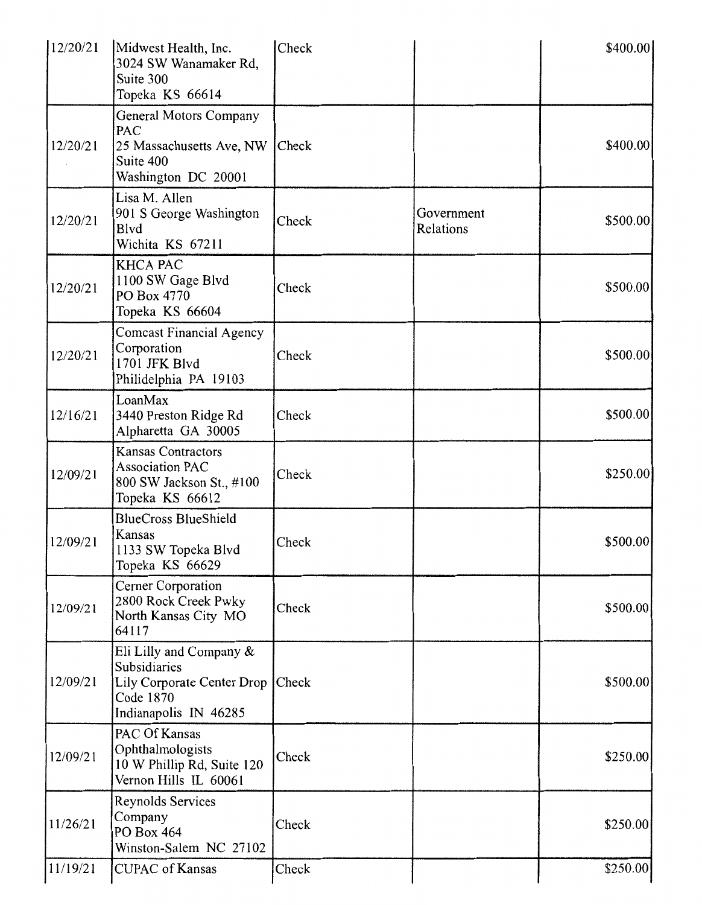| | | | | |
|---|---|---|---|---|
| 12/20/21 | Midwest Health, Inc.<br>3024 SW Wanamaker Rd, Suite 300<br>Topeka KS 66614 | Check | | $400.00 |
| 12/20/21 | General Motors Company PAC<br>25 Massachusetts Ave, NW Suite 400<br>Washington DC 20001 | Check | | $400.00 |
| 12/20/21 | Lisa M. Allen<br>901 S George Washington Blvd<br>Wichita KS 67211 | Check | Government Relations | $500.00 |
| 12/20/21 | KHCA PAC<br>1100 SW Gage Blvd<br>PO Box 4770<br>Topeka KS 66604 | Check | | $500.00 |
| 12/20/21 | Comcast Financial Agency Corporation<br>1701 JFK Blvd<br>Philidelphia PA 19103 | Check | | $500.00 |
| 12/16/21 | LoanMax<br>3440 Preston Ridge Rd<br>Alpharetta GA 30005 | Check | | $500.00 |
| 12/09/21 | Kansas Contractors Association PAC<br>800 SW Jackson St., #100<br>Topeka KS 66612 | Check | | $250.00 |
| 12/09/21 | BlueCross BlueShield Kansas<br>1133 SW Topeka Blvd<br>Topeka KS 66629 | Check | | $500.00 |
| 12/09/21 | Cerner Corporation<br>2800 Rock Creek Pwky<br>North Kansas City MO 64117 | Check | | $500.00 |
| 12/09/21 | Eli Lilly and Company & Subsidiaries<br>Lily Corporate Center Drop Code 1870<br>Indianapolis IN 46285 | Check | | $500.00 |
| 12/09/21 | PAC Of Kansas Ophthalmologists<br>10 W Phillip Rd, Suite 120<br>Vernon Hills IL 60061 | Check | | $250.00 |
| 11/26/21 | Reynolds Services Company<br>PO Box 464<br>Winston-Salem NC 27102 | Check | | $250.00 |
| 11/19/21 | CUPAC of Kansas | Check | | $250.00 |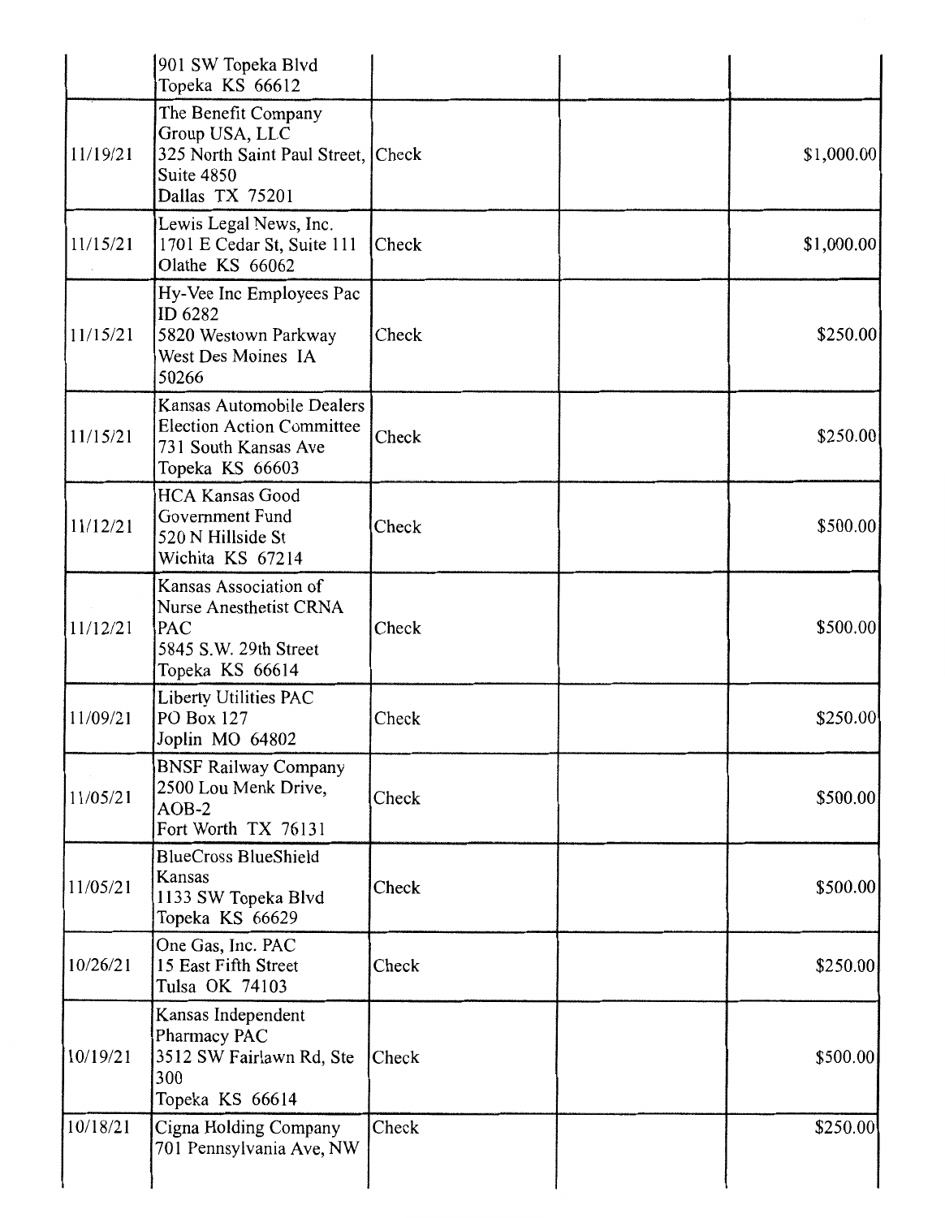| | | | | |
|---|---|---|---|---|
| | 901 SW Topeka Blvd<br>Topeka KS 66612 | | | |
| 11/19/21 | The Benefit Company Group USA, LLC<br>325 North Saint Paul Street, Suite 4850<br>Dallas TX 75201 | Check | | $1,000.00 |
| 11/15/21 | Lewis Legal News, Inc.<br>1701 E Cedar St, Suite 111<br>Olathe KS 66062 | Check | | $1,000.00 |
| 11/15/21 | Hy-Vee Inc Employees Pac ID 6282<br>5820 Westown Parkway<br>West Des Moines IA 50266 | Check | | $250.00 |
| 11/15/21 | Kansas Automobile Dealers Election Action Committee<br>731 South Kansas Ave<br>Topeka KS 66603 | Check | | $250.00 |
| 11/12/21 | HCA Kansas Good Government Fund<br>520 N Hillside St<br>Wichita KS 67214 | Check | | $500.00 |
| 11/12/21 | Kansas Association of Nurse Anesthetist CRNA PAC<br>5845 S.W. 29th Street<br>Topeka KS 66614 | Check | | $500.00 |
| 11/09/21 | Liberty Utilities PAC<br>PO Box 127<br>Joplin MO 64802 | Check | | $250.00 |
| 11/05/21 | BNSF Railway Company<br>2500 Lou Menk Drive, AOB-2<br>Fort Worth TX 76131 | Check | | $500.00 |
| 11/05/21 | BlueCross BlueShield Kansas<br>1133 SW Topeka Blvd<br>Topeka KS 66629 | Check | | $500.00 |
| 10/26/21 | One Gas, Inc. PAC<br>15 East Fifth Street<br>Tulsa OK 74103 | Check | | $250.00 |
| 10/19/21 | Kansas Independent Pharmacy PAC<br>3512 SW Fairlawn Rd, Ste 300<br>Topeka KS 66614 | Check | | $500.00 |
| 10/18/21 | Cigna Holding Company<br>701 Pennsylvania Ave, NW | Check | | $250.00 |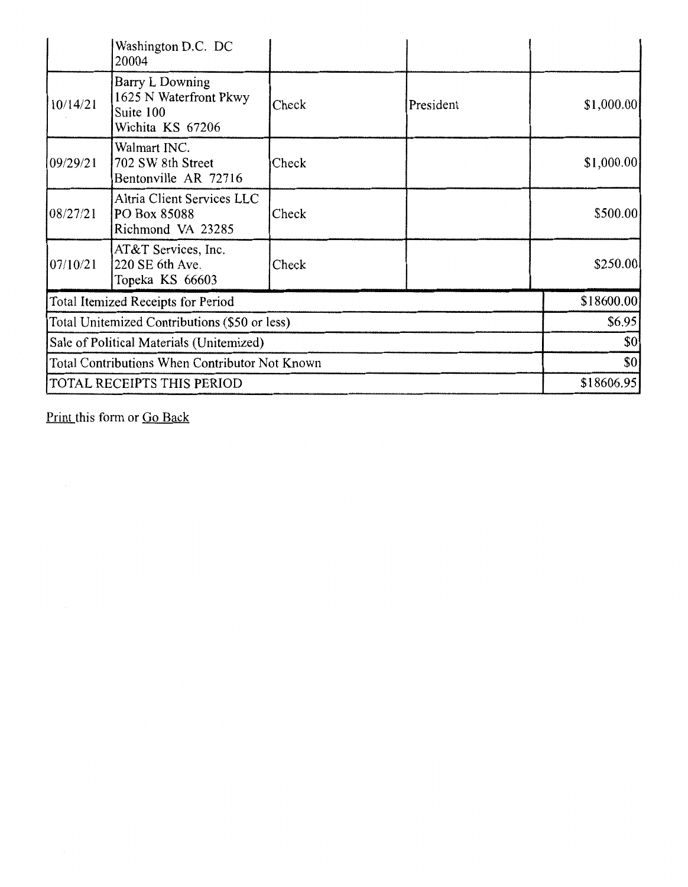|  |  |  |  |  |
|---|---|---|---|---|
|  | Washington D.C. DC 20004 |  |  |  |
| 10/14/21 | Barry L Downing 1625 N Waterfront Pkwy Suite 100 Wichita KS 67206 | Check | President | $1,000.00 |
| 09/29/21 | Walmart INC. 702 SW 8th Street Bentonville AR 72716 | Check |  | $1,000.00 |
| 08/27/21 | Altria Client Services LLC PO Box 85088 Richmond VA 23285 | Check |  | $500.00 |
| 07/10/21 | AT&T Services, Inc. 220 SE 6th Ave. Topeka KS 66603 | Check |  | $250.00 |
| Total Itemized Receipts for Period |  |  |  | $18600.00 |
| Total Unitemized Contributions ($50 or less) |  |  |  | $6.95 |
| Sale of Political Materials (Unitemized) |  |  |  | $0 |
| Total Contributions When Contributor Not Known |  |  |  | $0 |
| TOTAL RECEIPTS THIS PERIOD |  |  |  | $18606.95 |

Print this form or Go Back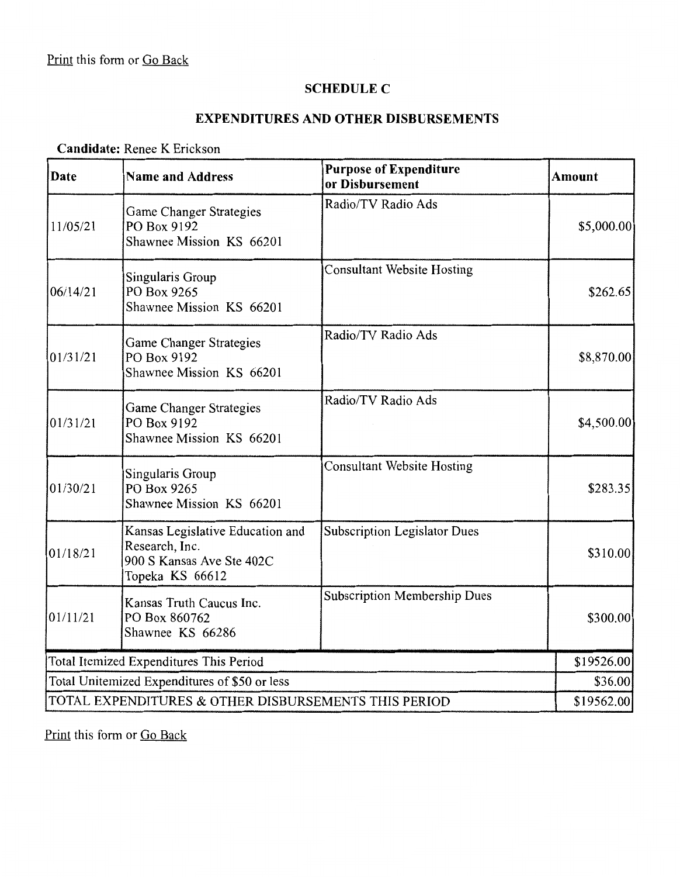Print this form or Go Back

## SCHEDULE C

## EXPENDITURES AND OTHER DISBURSEMENTS

**Candidate:** Renee K Erickson

| Date | Name and Address | Purpose of Expenditure or Disbursement | Amount |
|---|---|---|---|
| 11/05/21 | Game Changer Strategies<br>PO Box 9192<br>Shawnee Mission KS 66201 | Radio/TV Radio Ads | $5,000.00 |
| 06/14/21 | Singularis Group<br>PO Box 9265<br>Shawnee Mission KS 66201 | Consultant Website Hosting | $262.65 |
| 01/31/21 | Game Changer Strategies<br>PO Box 9192<br>Shawnee Mission KS 66201 | Radio/TV Radio Ads | $8,870.00 |
| 01/31/21 | Game Changer Strategies<br>PO Box 9192<br>Shawnee Mission KS 66201 | Radio/TV Radio Ads | $4,500.00 |
| 01/30/21 | Singularis Group<br>PO Box 9265<br>Shawnee Mission KS 66201 | Consultant Website Hosting | $283.35 |
| 01/18/21 | Kansas Legislative Education and Research, Inc.<br>900 S Kansas Ave Ste 402C<br>Topeka KS 66612 | Subscription Legislator Dues | $310.00 |
| 01/11/21 | Kansas Truth Caucus Inc.<br>PO Box 860762<br>Shawnee KS 66286 | Subscription Membership Dues | $300.00 |
| Total Itemized Expenditures This Period | | | $19526.00 |
| Total Unitemized Expenditures of $50 or less | | | $36.00 |
| TOTAL EXPENDITURES & OTHER DISBURSEMENTS THIS PERIOD | | | $19562.00 |

Print this form or Go Back